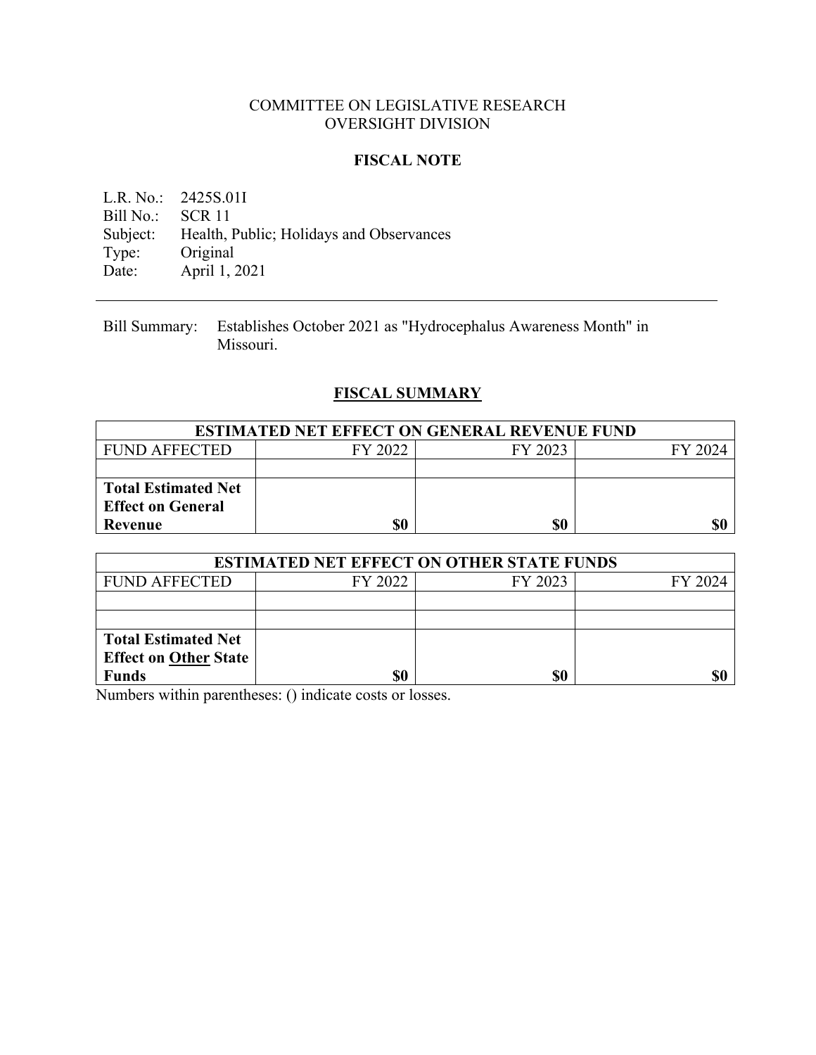COMMITTEE ON LEGISLATIVE RESEARCH
OVERSIGHT DIVISION

**FISCAL NOTE**

L.R. No.: 2425S.01I
Bill No.: SCR 11
Subject: Health, Public; Holidays and Observances
Type: Original
Date: April 1, 2021

---

Bill Summary: Establishes October 2021 as "Hydrocephalus Awareness Month" in Missouri.

## FISCAL SUMMARY

| ESTIMATED NET EFFECT ON GENERAL REVENUE FUND | | | |
|---|---|---|---|
| FUND AFFECTED | FY 2022 | FY 2023 | FY 2024 |
| | | | |
| **Total Estimated Net Effect on General Revenue** | **$0** | **$0** | **$0** |

| ESTIMATED NET EFFECT ON OTHER STATE FUNDS | | | |
|---|---|---|---|
| FUND AFFECTED | FY 2022 | FY 2023 | FY 2024 |
| | | | |
| | | | |
| **Total Estimated Net Effect on Other State Funds** | **$0** | **$0** | **$0** |

Numbers within parentheses: () indicate costs or losses.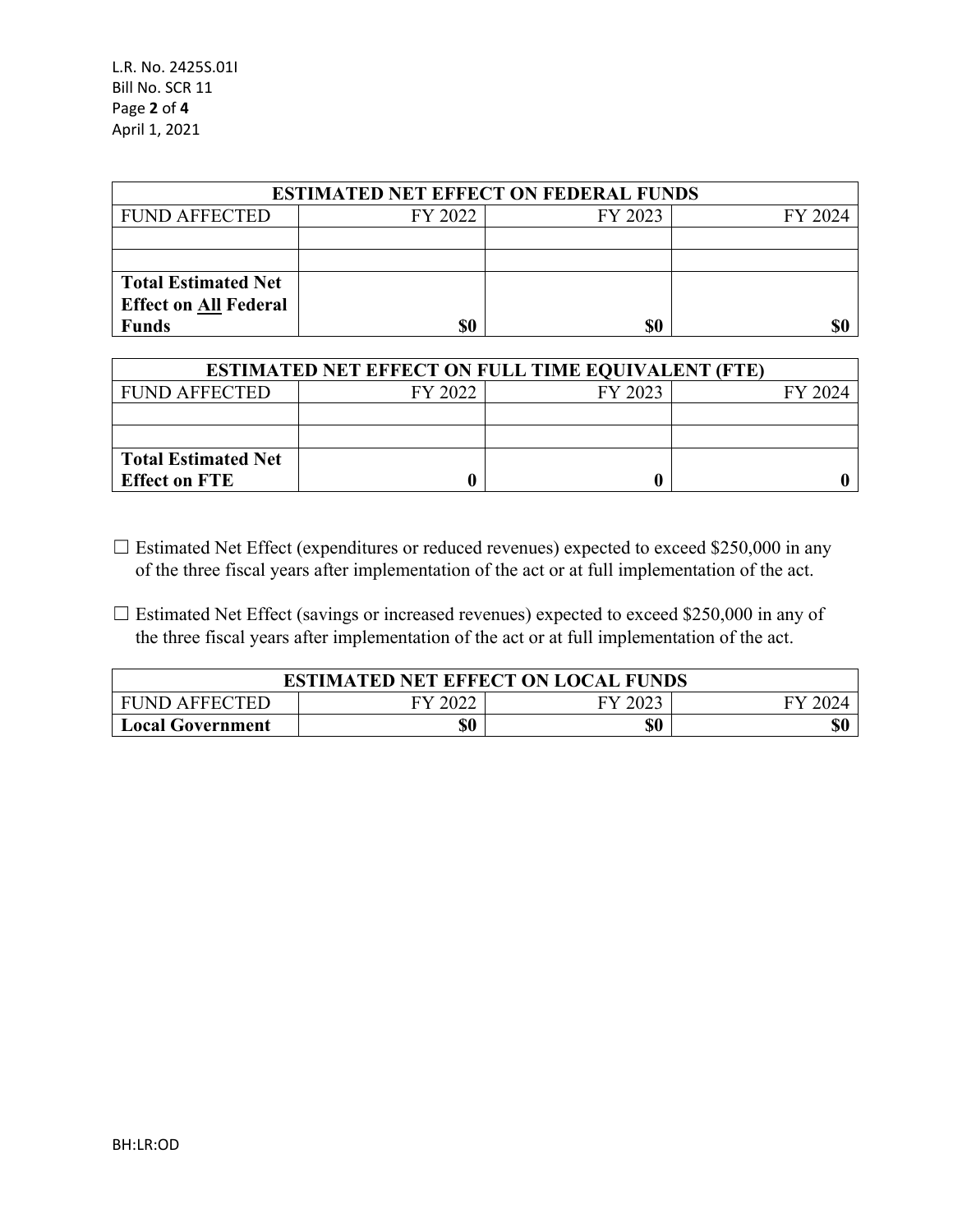| ESTIMATED NET EFFECT ON FEDERAL FUNDS | | | |
|---|---|---|---|
| FUND AFFECTED | FY 2022 | FY 2023 | FY 2024 |
| | | | |
| | | | |
| **Total Estimated Net Effect on All Federal Funds** | **$0** | **$0** | **$0** |

| ESTIMATED NET EFFECT ON FULL TIME EQUIVALENT (FTE) | | | |
|---|---|---|---|
| FUND AFFECTED | FY 2022 | FY 2023 | FY 2024 |
| | | | |
| | | | |
| **Total Estimated Net Effect on FTE** | **0** | **0** | **0** |

☐ Estimated Net Effect (expenditures or reduced revenues) expected to exceed $250,000 in any of the three fiscal years after implementation of the act or at full implementation of the act.

☐ Estimated Net Effect (savings or increased revenues) expected to exceed $250,000 in any of the three fiscal years after implementation of the act or at full implementation of the act.

| ESTIMATED NET EFFECT ON LOCAL FUNDS | | | |
|---|---|---|---|
| FUND AFFECTED | FY 2022 | FY 2023 | FY 2024 |
| **Local Government** | **$0** | **$0** | **$0** |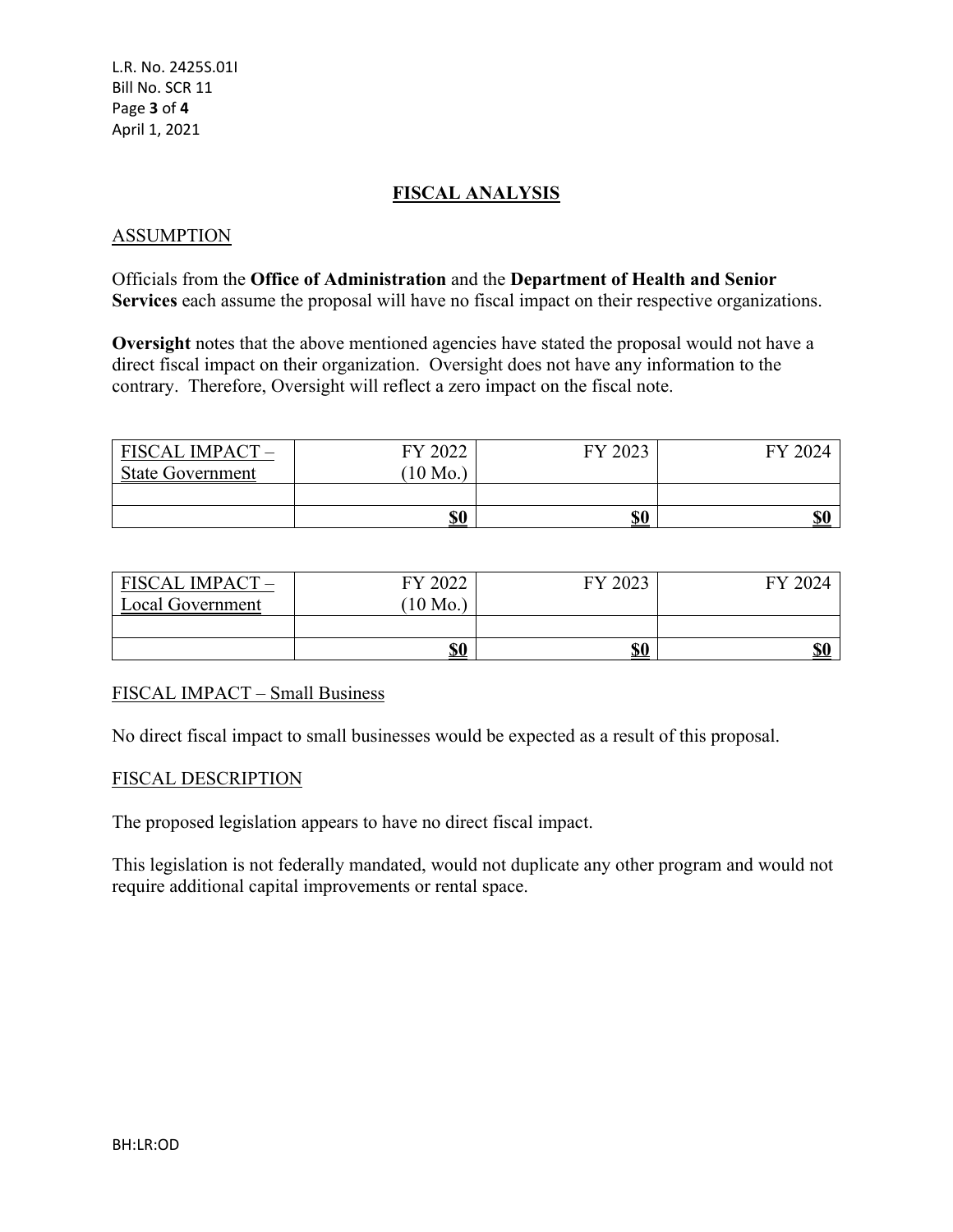## FISCAL ANALYSIS

### ASSUMPTION

Officials from the **Office of Administration** and the **Department of Health and Senior Services** each assume the proposal will have no fiscal impact on their respective organizations.

**Oversight** notes that the above mentioned agencies have stated the proposal would not have a direct fiscal impact on their organization. Oversight does not have any information to the contrary. Therefore, Oversight will reflect a zero impact on the fiscal note.

| FISCAL IMPACT – State Government | FY 2022 (10 Mo.) | FY 2023 | FY 2024 |
|---|---|---|---|
| | | | |
| | **$0** | **$0** | **$0** |

| FISCAL IMPACT – Local Government | FY 2022 (10 Mo.) | FY 2023 | FY 2024 |
|---|---|---|---|
| | | | |
| | **$0** | **$0** | **$0** |

### FISCAL IMPACT – Small Business

No direct fiscal impact to small businesses would be expected as a result of this proposal.

### FISCAL DESCRIPTION

The proposed legislation appears to have no direct fiscal impact.

This legislation is not federally mandated, would not duplicate any other program and would not require additional capital improvements or rental space.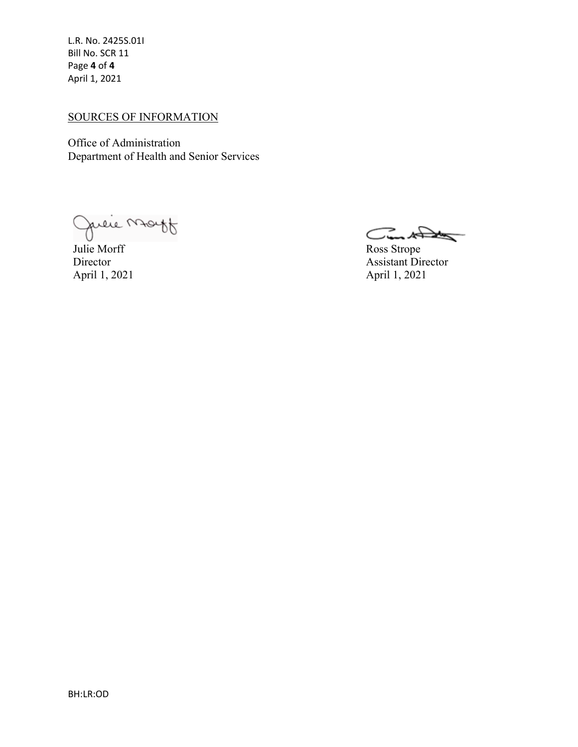## SOURCES OF INFORMATION

Office of Administration
Department of Health and Senior Services

Julie Morff
Director
April 1, 2021

Ross Strope
Assistant Director
April 1, 2021

BH:LR:OD